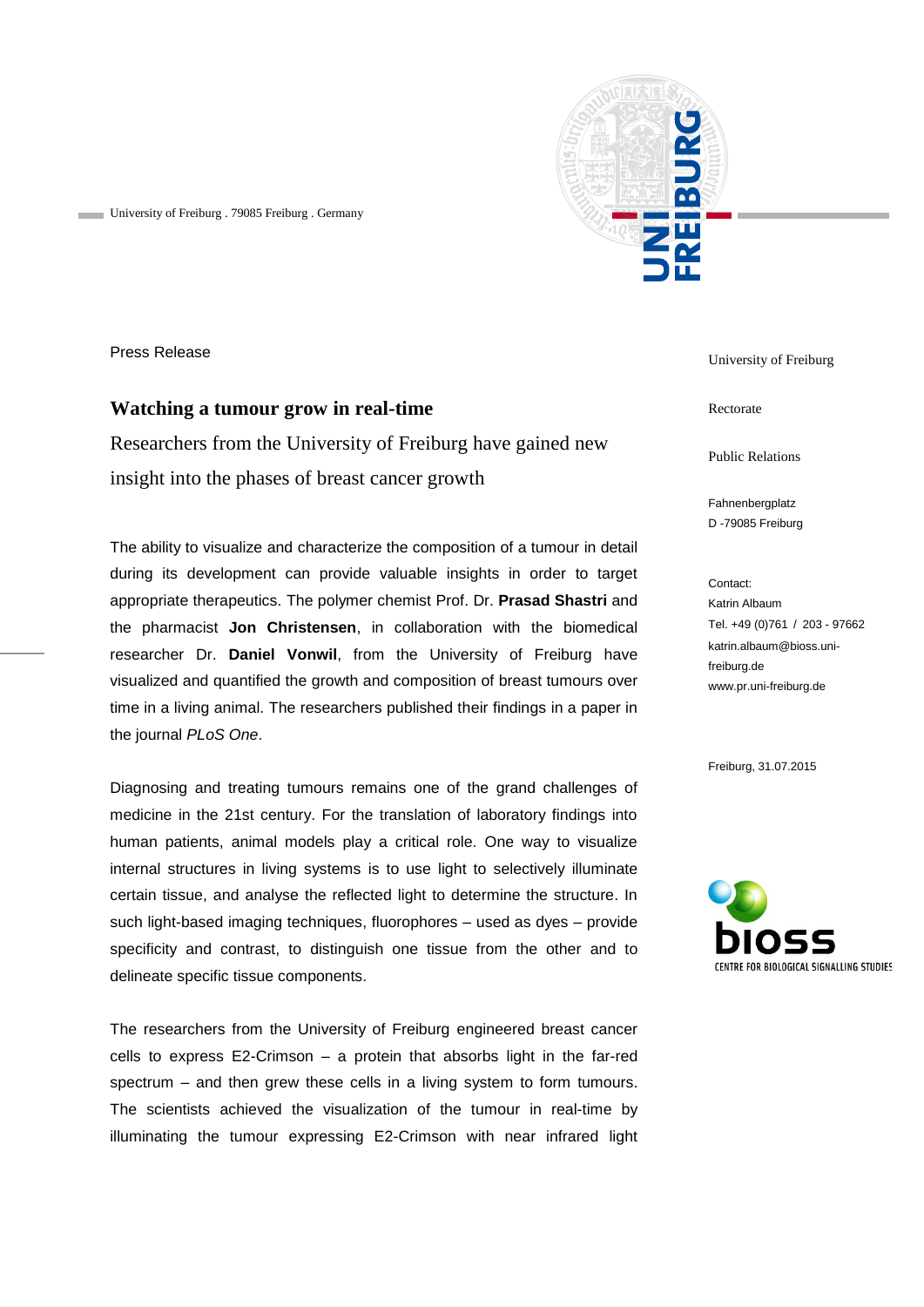University of Freiburg . 79085 Freiburg . Germany

Press Release

# Watching a tumour grow in real-time

## Researchers from the University of Freiburg have gained new insight into the phases of breast cancer growth

University of Freiburg

Rectorate

Public Relations

Fahnenbergplatz
D -79085 Freiburg

Contact:
Katrin Albaum
Tel. +49 (0)761 / 203 - 97662
katrin.albaum@bioss.uni-freiburg.de
www.pr.uni-freiburg.de

Freiburg, 31.07.2015

bioss
CENTRE FOR BIOLOGICAL SIGNALLING STUDIES

The ability to visualize and characterize the composition of a tumour in detail during its development can provide valuable insights in order to target appropriate therapeutics. The polymer chemist Prof. Dr. **Prasad Shastri** and the pharmacist **Jon Christensen**, in collaboration with the biomedical researcher Dr. **Daniel Vonwil**, from the University of Freiburg have visualized and quantified the growth and composition of breast tumours over time in a living animal. The researchers published their findings in a paper in the journal *PLoS One*.

Diagnosing and treating tumours remains one of the grand challenges of medicine in the 21st century. For the translation of laboratory findings into human patients, animal models play a critical role. One way to visualize internal structures in living systems is to use light to selectively illuminate certain tissue, and analyse the reflected light to determine the structure. In such light-based imaging techniques, fluorophores – used as dyes – provide specificity and contrast, to distinguish one tissue from the other and to delineate specific tissue components.

The researchers from the University of Freiburg engineered breast cancer cells to express E2-Crimson – a protein that absorbs light in the far-red spectrum – and then grew these cells in a living system to form tumours. The scientists achieved the visualization of the tumour in real-time by illuminating the tumour expressing E2-Crimson with near infrared light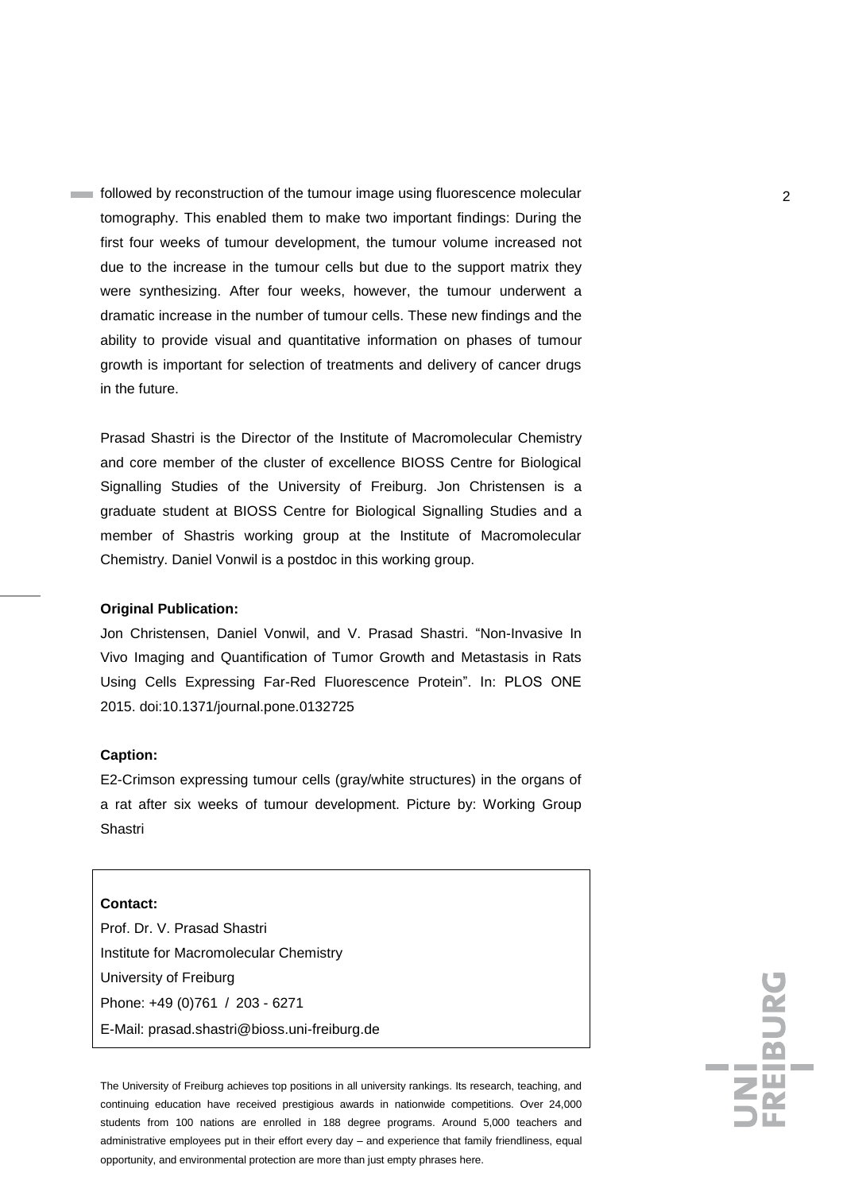followed by reconstruction of the tumour image using fluorescence molecular tomography. This enabled them to make two important findings: During the first four weeks of tumour development, the tumour volume increased not due to the increase in the tumour cells but due to the support matrix they were synthesizing. After four weeks, however, the tumour underwent a dramatic increase in the number of tumour cells. These new findings and the ability to provide visual and quantitative information on phases of tumour growth is important for selection of treatments and delivery of cancer drugs in the future.

Prasad Shastri is the Director of the Institute of Macromolecular Chemistry and core member of the cluster of excellence BIOSS Centre for Biological Signalling Studies of the University of Freiburg. Jon Christensen is a graduate student at BIOSS Centre for Biological Signalling Studies and a member of Shastris working group at the Institute of Macromolecular Chemistry. Daniel Vonwil is a postdoc in this working group.

**Original Publication:**

Jon Christensen, Daniel Vonwil, and V. Prasad Shastri. “Non-Invasive In Vivo Imaging and Quantification of Tumor Growth and Metastasis in Rats Using Cells Expressing Far-Red Fluorescence Protein”. In: PLOS ONE 2015. doi:10.1371/journal.pone.0132725

**Caption:**

E2-Crimson expressing tumour cells (gray/white structures) in the organs of a rat after six weeks of tumour development. Picture by: Working Group Shastri

**Contact:**

Prof. Dr. V. Prasad Shastri
Institute for Macromolecular Chemistry
University of Freiburg
Phone: +49 (0)761 / 203 - 6271
E-Mail: prasad.shastri@bioss.uni-freiburg.de

The University of Freiburg achieves top positions in all university rankings. Its research, teaching, and continuing education have received prestigious awards in nationwide competitions. Over 24,000 students from 100 nations are enrolled in 188 degree programs. Around 5,000 teachers and administrative employees put in their effort every day – and experience that family friendliness, equal opportunity, and environmental protection are more than just empty phrases here.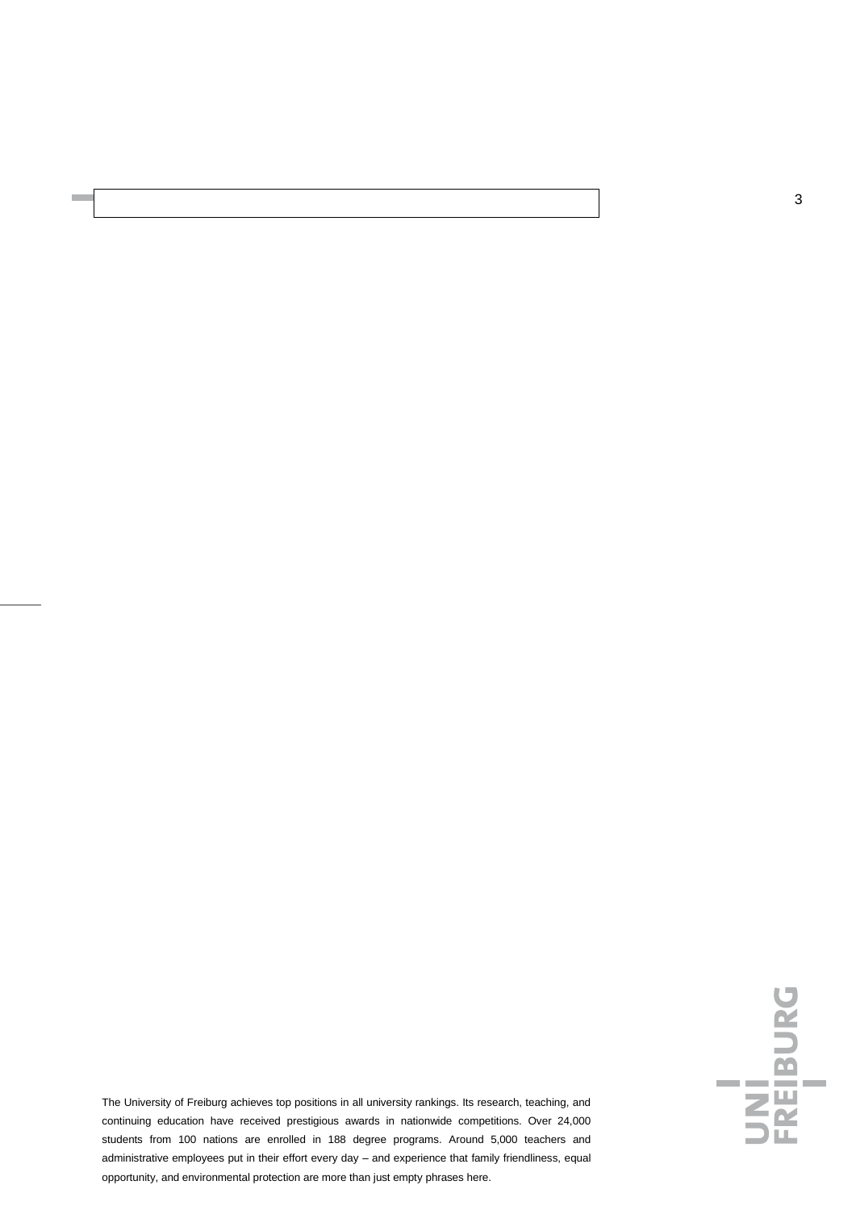The University of Freiburg achieves top positions in all university rankings. Its research, teaching, and continuing education have received prestigious awards in nationwide competitions. Over 24,000 students from 100 nations are enrolled in 188 degree programs. Around 5,000 teachers and administrative employees put in their effort every day – and experience that family friendliness, equal opportunity, and environmental protection are more than just empty phrases here.